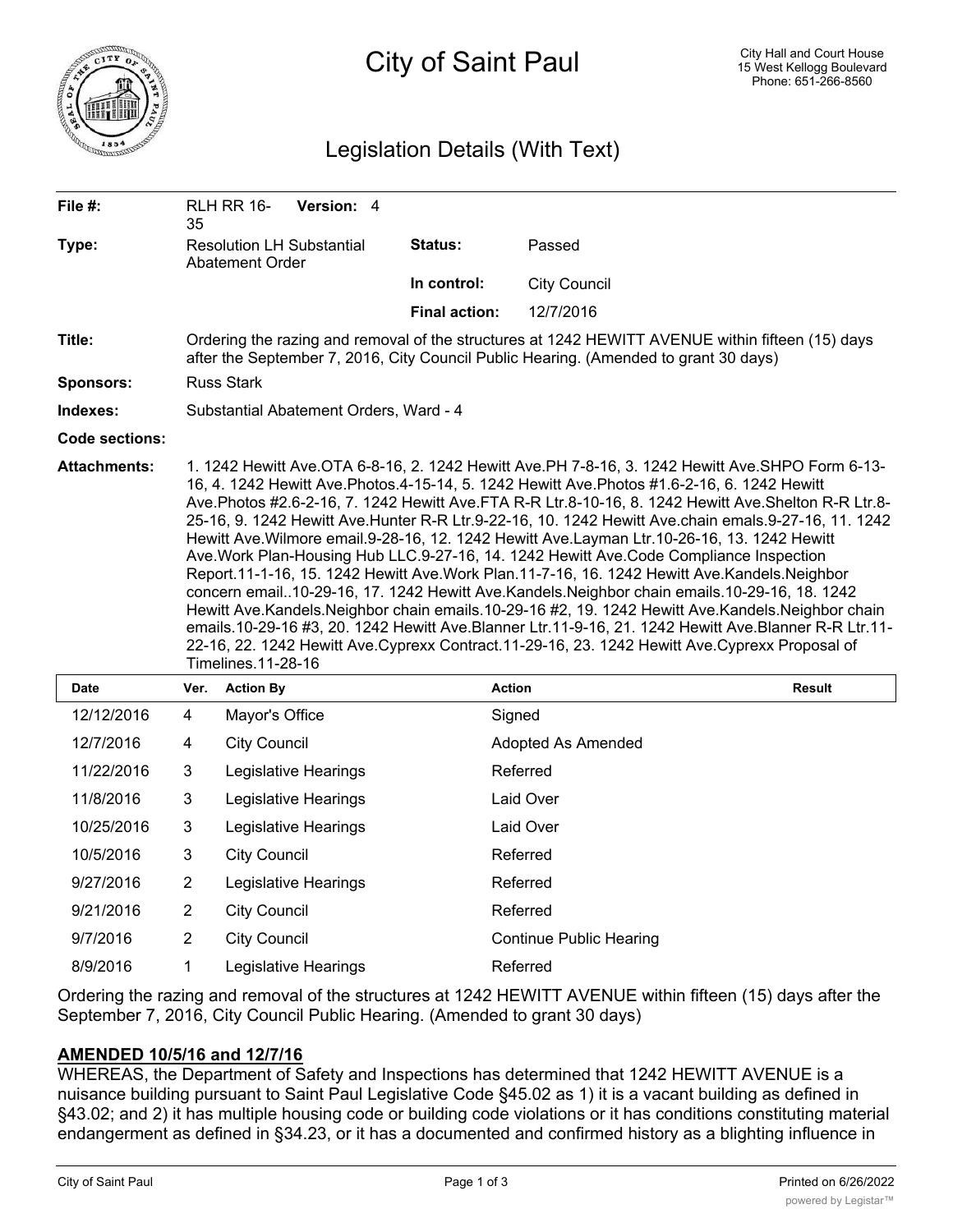# City of Saint Paul

City Hall and Court House
15 West Kellogg Boulevard
Phone: 651-266-8560

## Legislation Details (With Text)

| | | | |
|---|---|---|---|
| **File #:** | RLH RR 16-35 **Version:** 4 | | |
| **Type:** | Resolution LH Substantial Abatement Order | **Status:** | Passed |
| | | **In control:** | City Council |
| | | **Final action:** | 12/7/2016 |

**Title:** Ordering the razing and removal of the structures at 1242 HEWITT AVENUE within fifteen (15) days after the September 7, 2016, City Council Public Hearing. (Amended to grant 30 days)

**Sponsors:** Russ Stark

**Indexes:** Substantial Abatement Orders, Ward - 4

**Code sections:**

**Attachments:** 1. 1242 Hewitt Ave.OTA 6-8-16, 2. 1242 Hewitt Ave.PH 7-8-16, 3. 1242 Hewitt Ave.SHPO Form 6-13-16, 4. 1242 Hewitt Ave.Photos.4-15-14, 5. 1242 Hewitt Ave.Photos #1.6-2-16, 6. 1242 Hewitt Ave.Photos #2.6-2-16, 7. 1242 Hewitt Ave.FTA R-R Ltr.8-10-16, 8. 1242 Hewitt Ave.Shelton R-R Ltr.8-25-16, 9. 1242 Hewitt Ave.Hunter R-R Ltr.9-22-16, 10. 1242 Hewitt Ave.chain emals.9-27-16, 11. 1242 Hewitt Ave.Wilmore email.9-28-16, 12. 1242 Hewitt Ave.Layman Ltr.10-26-16, 13. 1242 Hewitt Ave.Work Plan-Housing Hub LLC.9-27-16, 14. 1242 Hewitt Ave.Code Compliance Inspection Report.11-1-16, 15. 1242 Hewitt Ave.Work Plan.11-7-16, 16. 1242 Hewitt Ave.Kandels.Neighbor concern email..10-29-16, 17. 1242 Hewitt Ave.Kandels.Neighbor chain emails.10-29-16, 18. 1242 Hewitt Ave.Kandels.Neighbor chain emails.10-29-16 #2, 19. 1242 Hewitt Ave.Kandels.Neighbor chain emails.10-29-16 #3, 20. 1242 Hewitt Ave.Blanner Ltr.11-9-16, 21. 1242 Hewitt Ave.Blanner R-R Ltr.11-22-16, 22. 1242 Hewitt Ave.Cyprexx Contract.11-29-16, 23. 1242 Hewitt Ave.Cyprexx Proposal of Timelines.11-28-16

| Date | Ver. | Action By | Action | Result |
|---|---|---|---|---|
| 12/12/2016 | 4 | Mayor's Office | Signed | |
| 12/7/2016 | 4 | City Council | Adopted As Amended | |
| 11/22/2016 | 3 | Legislative Hearings | Referred | |
| 11/8/2016 | 3 | Legislative Hearings | Laid Over | |
| 10/25/2016 | 3 | Legislative Hearings | Laid Over | |
| 10/5/2016 | 3 | City Council | Referred | |
| 9/27/2016 | 2 | Legislative Hearings | Referred | |
| 9/21/2016 | 2 | City Council | Referred | |
| 9/7/2016 | 2 | City Council | Continue Public Hearing | |
| 8/9/2016 | 1 | Legislative Hearings | Referred | |

Ordering the razing and removal of the structures at 1242 HEWITT AVENUE within fifteen (15) days after the September 7, 2016, City Council Public Hearing. (Amended to grant 30 days)

**AMENDED 10/5/16 and 12/7/16**

WHEREAS, the Department of Safety and Inspections has determined that 1242 HEWITT AVENUE is a nuisance building pursuant to Saint Paul Legislative Code §45.02 as 1) it is a vacant building as defined in §43.02; and 2) it has multiple housing code or building code violations or it has conditions constituting material endangerment as defined in §34.23, or it has a documented and confirmed history as a blighting influence in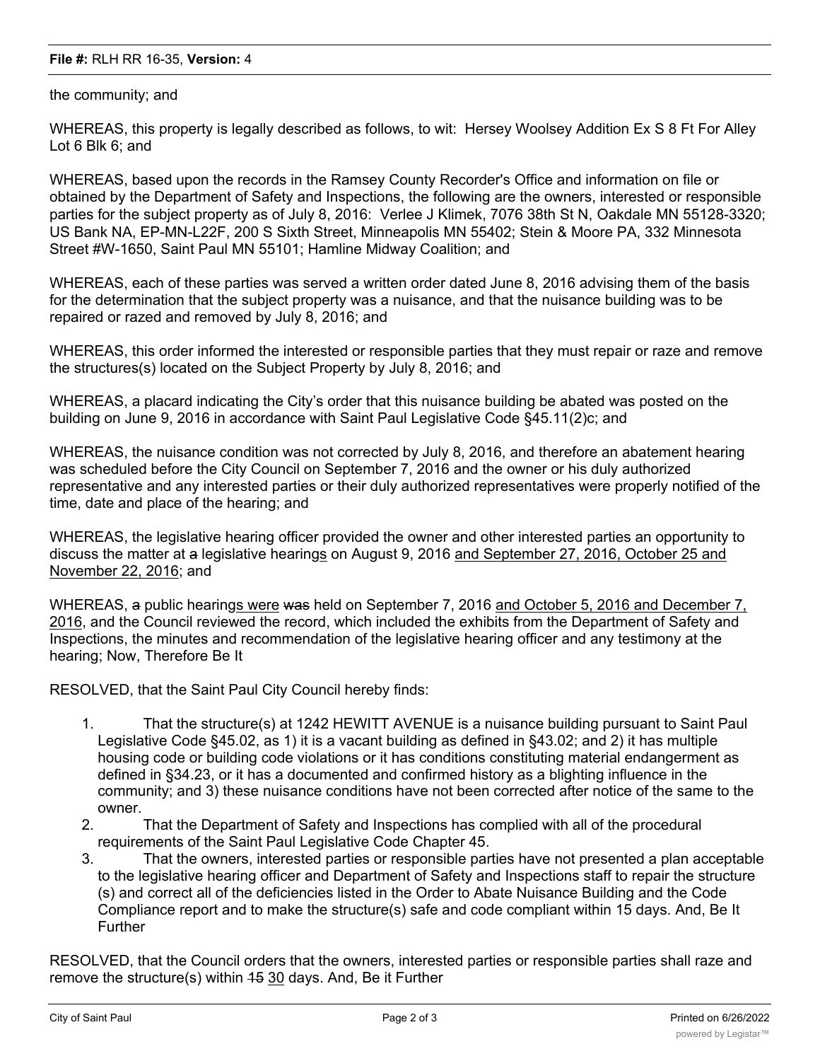the community; and

WHEREAS, this property is legally described as follows, to wit: Hersey Woolsey Addition Ex S 8 Ft For Alley Lot 6 Blk 6; and

WHEREAS, based upon the records in the Ramsey County Recorder's Office and information on file or obtained by the Department of Safety and Inspections, the following are the owners, interested or responsible parties for the subject property as of July 8, 2016: Verlee J Klimek, 7076 38th St N, Oakdale MN 55128-3320; US Bank NA, EP-MN-L22F, 200 S Sixth Street, Minneapolis MN 55402; Stein & Moore PA, 332 Minnesota Street #W-1650, Saint Paul MN 55101; Hamline Midway Coalition; and

WHEREAS, each of these parties was served a written order dated June 8, 2016 advising them of the basis for the determination that the subject property was a nuisance, and that the nuisance building was to be repaired or razed and removed by July 8, 2016; and

WHEREAS, this order informed the interested or responsible parties that they must repair or raze and remove the structures(s) located on the Subject Property by July 8, 2016; and

WHEREAS, a placard indicating the City's order that this nuisance building be abated was posted on the building on June 9, 2016 in accordance with Saint Paul Legislative Code §45.11(2)c; and

WHEREAS, the nuisance condition was not corrected by July 8, 2016, and therefore an abatement hearing was scheduled before the City Council on September 7, 2016 and the owner or his duly authorized representative and any interested parties or their duly authorized representatives were properly notified of the time, date and place of the hearing; and

WHEREAS, the legislative hearing officer provided the owner and other interested parties an opportunity to discuss the matter at ~~a~~ legislative hearing<u>s</u> on August 9, 2016 <u>and September 27, 2016, October 25 and November 22, 2016</u>; and

WHEREAS, ~~a~~ public hearing<u>s were</u> ~~was~~ held on September 7, 2016 <u>and October 5, 2016 and December 7, 2016</u>, and the Council reviewed the record, which included the exhibits from the Department of Safety and Inspections, the minutes and recommendation of the legislative hearing officer and any testimony at the hearing; Now, Therefore Be It

RESOLVED, that the Saint Paul City Council hereby finds:

1. That the structure(s) at 1242 HEWITT AVENUE is a nuisance building pursuant to Saint Paul Legislative Code §45.02, as 1) it is a vacant building as defined in §43.02; and 2) it has multiple housing code or building code violations or it has conditions constituting material endangerment as defined in §34.23, or it has a documented and confirmed history as a blighting influence in the community; and 3) these nuisance conditions have not been corrected after notice of the same to the owner.
2. That the Department of Safety and Inspections has complied with all of the procedural requirements of the Saint Paul Legislative Code Chapter 45.
3. That the owners, interested parties or responsible parties have not presented a plan acceptable to the legislative hearing officer and Department of Safety and Inspections staff to repair the structure (s) and correct all of the deficiencies listed in the Order to Abate Nuisance Building and the Code Compliance report and to make the structure(s) safe and code compliant within 15 days. And, Be It Further

RESOLVED, that the Council orders that the owners, interested parties or responsible parties shall raze and remove the structure(s) within ~~15~~ <u>30</u> days. And, Be it Further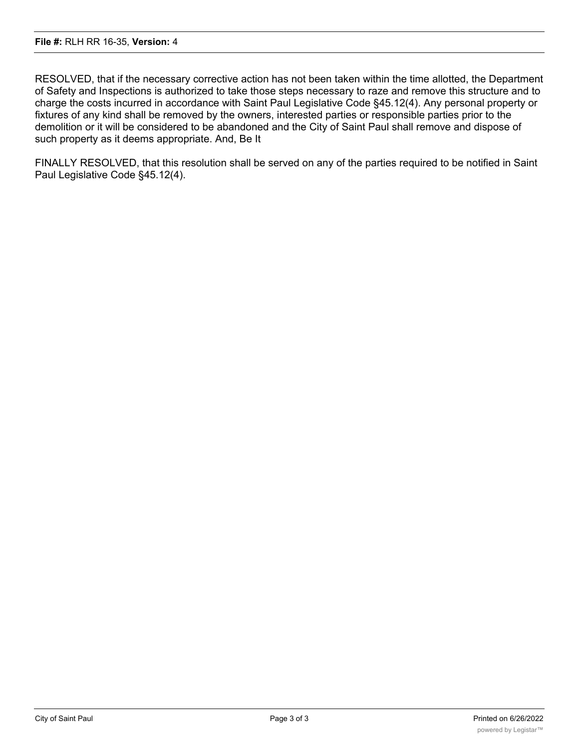RESOLVED, that if the necessary corrective action has not been taken within the time allotted, the Department of Safety and Inspections is authorized to take those steps necessary to raze and remove this structure and to charge the costs incurred in accordance with Saint Paul Legislative Code §45.12(4). Any personal property or fixtures of any kind shall be removed by the owners, interested parties or responsible parties prior to the demolition or it will be considered to be abandoned and the City of Saint Paul shall remove and dispose of such property as it deems appropriate. And, Be It

FINALLY RESOLVED, that this resolution shall be served on any of the parties required to be notified in Saint Paul Legislative Code §45.12(4).